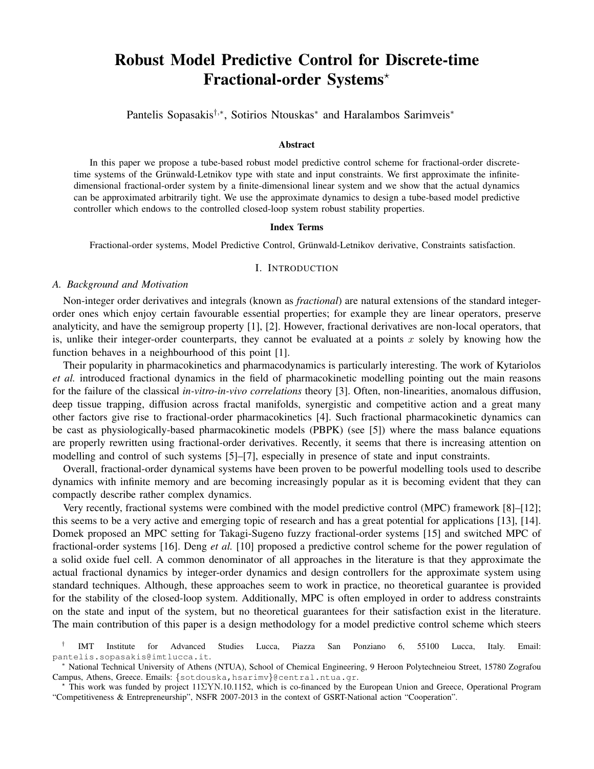# Robust Model Predictive Control for Discrete-time Fractional-order Systems*

Pantelis Sopasakis[†,*], Sotirios Ntouskas[*] and Haralambos Sarimveis[*]

### Abstract

In this paper we propose a tube-based robust model predictive control scheme for fractional-order discrete-time systems of the Grünwald-Letnikov type with state and input constraints. We first approximate the infinite-dimensional fractional-order system by a finite-dimensional linear system and we show that the actual dynamics can be approximated arbitrarily tight. We use the approximate dynamics to design a tube-based model predictive controller which endows to the controlled closed-loop system robust stability properties.

### Index Terms

Fractional-order systems, Model Predictive Control, Grünwald-Letnikov derivative, Constraints satisfaction.

## I. Introduction

### A. Background and Motivation

Non-integer order derivatives and integrals (known as *fractional*) are natural extensions of the standard integer-order ones which enjoy certain favourable essential properties; for example they are linear operators, preserve analyticity, and have the semigroup property [1], [2]. However, fractional derivatives are non-local operators, that is, unlike their integer-order counterparts, they cannot be evaluated at a points $x$ solely by knowing how the function behaves in a neighbourhood of this point [1].

Their popularity in pharmacokinetics and pharmacodynamics is particularly interesting. The work of Kytariolos *et al.* introduced fractional dynamics in the field of pharmacokinetic modelling pointing out the main reasons for the failure of the classical *in-vitro-in-vivo correlations* theory [3]. Often, non-linearities, anomalous diffusion, deep tissue trapping, diffusion across fractal manifolds, synergistic and competitive action and a great many other factors give rise to fractional-order pharmacokinetics [4]. Such fractional pharmacokinetic dynamics can be cast as physiologically-based pharmacokinetic models (PBPK) (see [5]) where the mass balance equations are properly rewritten using fractional-order derivatives. Recently, it seems that there is increasing attention on modelling and control of such systems [5]–[7], especially in presence of state and input constraints.

Overall, fractional-order dynamical systems have been proven to be powerful modelling tools used to describe dynamics with infinite memory and are becoming increasingly popular as it is becoming evident that they can compactly describe rather complex dynamics.

Very recently, fractional systems were combined with the model predictive control (MPC) framework [8]–[12]; this seems to be a very active and emerging topic of research and has a great potential for applications [13], [14]. Domek proposed an MPC setting for Takagi-Sugeno fuzzy fractional-order systems [15] and switched MPC of fractional-order systems [16]. Deng *et al.* [10] proposed a predictive control scheme for the power regulation of a solid oxide fuel cell. A common denominator of all approaches in the literature is that they approximate the actual fractional dynamics by integer-order dynamics and design controllers for the approximate system using standard techniques. Although, these approaches seem to work in practice, no theoretical guarantee is provided for the stability of the closed-loop system. Additionally, MPC is often employed in order to address constraints on the state and input of the system, but no theoretical guarantees for their satisfaction exist in the literature. The main contribution of this paper is a design methodology for a model predictive control scheme which steers

[†] IMT Institute for Advanced Studies Lucca, Piazza San Ponziano 6, 55100 Lucca, Italy. Email: pantelis.sopasakis@imtlucca.it.

[*] National Technical University of Athens (NTUA), School of Chemical Engineering, 9 Heroon Polytechneiou Street, 15780 Zografou Campus, Athens, Greece. Emails: {sotdouska,hsarimv}@central.ntua.gr.

* This work was funded by project 11ΣΥΝ.10.1152, which is co-financed by the European Union and Greece, Operational Program "Competitiveness & Entrepreneurship", NSFR 2007-2013 in the context of GSRT-National action "Cooperation".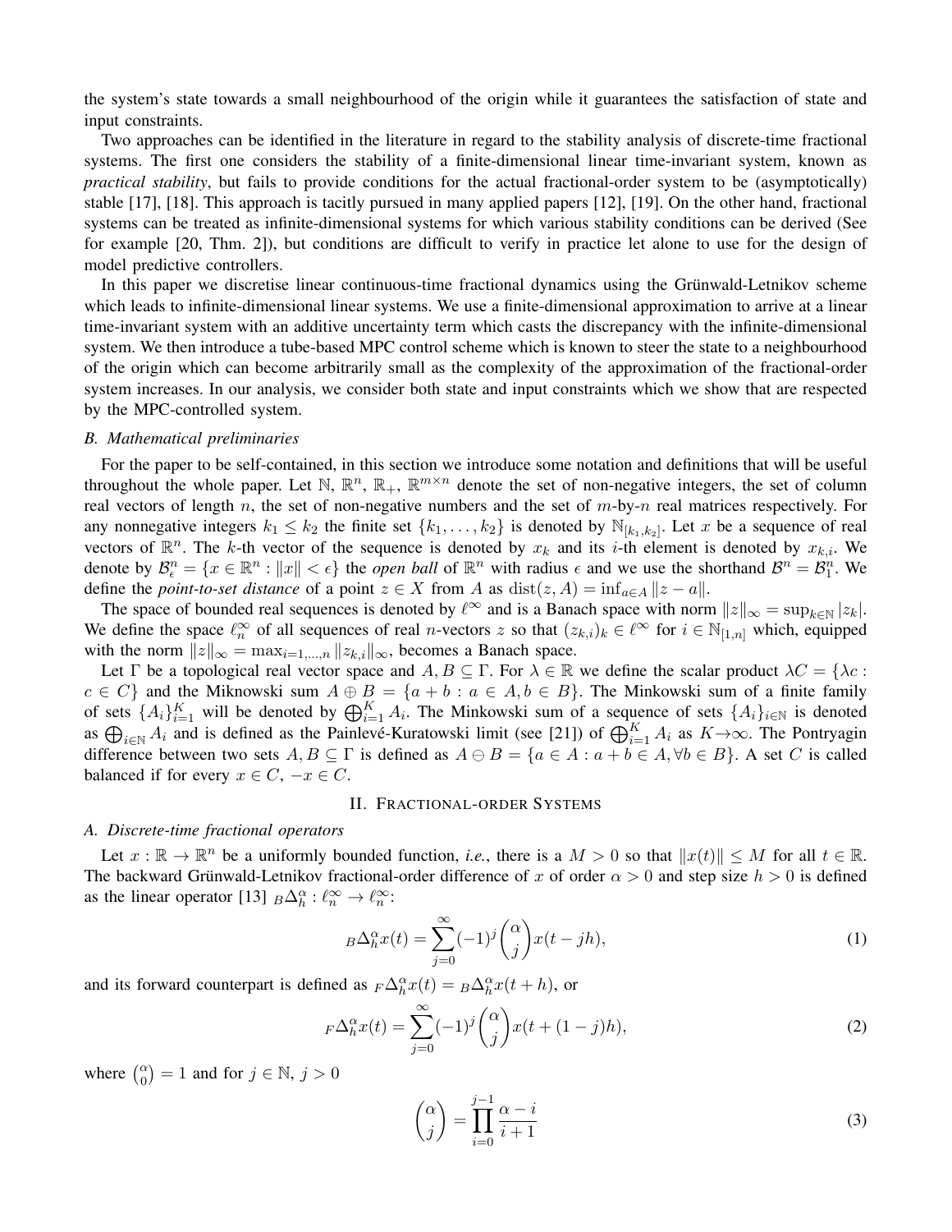the system's state towards a small neighbourhood of the origin while it guarantees the satisfaction of state and input constraints.

Two approaches can be identified in the literature in regard to the stability analysis of discrete-time fractional systems. The first one considers the stability of a finite-dimensional linear time-invariant system, known as *practical stability*, but fails to provide conditions for the actual fractional-order system to be (asymptotically) stable [17], [18]. This approach is tacitly pursued in many applied papers [12], [19]. On the other hand, fractional systems can be treated as infinite-dimensional systems for which various stability conditions can be derived (See for example [20, Thm. 2]), but conditions are difficult to verify in practice let alone to use for the design of model predictive controllers.

In this paper we discretise linear continuous-time fractional dynamics using the Grünwald-Letnikov scheme which leads to infinite-dimensional linear systems. We use a finite-dimensional approximation to arrive at a linear time-invariant system with an additive uncertainty term which casts the discrepancy with the infinite-dimensional system. We then introduce a tube-based MPC control scheme which is known to steer the state to a neighbourhood of the origin which can become arbitrarily small as the complexity of the approximation of the fractional-order system increases. In our analysis, we consider both state and input constraints which we show that are respected by the MPC-controlled system.

### B. Mathematical preliminaries

For the paper to be self-contained, in this section we introduce some notation and definitions that will be useful throughout the whole paper. Let $\mathbb{N}$, $\mathbb{R}^n$, $\mathbb{R}_+$, $\mathbb{R}^{m\times n}$ denote the set of non-negative integers, the set of column real vectors of length $n$, the set of non-negative numbers and the set of $m$-by-$n$ real matrices respectively. For any nonnegative integers $k_1 \leq k_2$ the finite set $\{k_1, \ldots, k_2\}$ is denoted by $\mathbb{N}_{[k_1,k_2]}$. Let $x$ be a sequence of real vectors of $\mathbb{R}^n$. The $k$-th vector of the sequence is denoted by $x_k$ and its $i$-th element is denoted by $x_{k,i}$. We denote by $\mathcal{B}^n_\epsilon = \{x \in \mathbb{R}^n : \|x\| < \epsilon\}$ the *open ball* of $\mathbb{R}^n$ with radius $\epsilon$ and we use the shorthand $\mathcal{B}^n = \mathcal{B}^n_1$. We define the *point-to-set distance* of a point $z \in X$ from $A$ as $\operatorname{dist}(z, A) = \inf_{a\in A} \|z - a\|$.

The space of bounded real sequences is denoted by $\ell^\infty$ and is a Banach space with norm $\|z\|_\infty = \sup_{k\in\mathbb{N}} |z_k|$. We define the space $\ell^\infty_n$ of all sequences of real $n$-vectors $z$ so that $(z_{k,i})_k \in \ell^\infty$ for $i \in \mathbb{N}_{[1,n]}$ which, equipped with the norm $\|z\|_\infty = \max_{i=1,\ldots,n} \|z_{k,i}\|_\infty$, becomes a Banach space.

Let $\Gamma$ be a topological real vector space and $A, B \subseteq \Gamma$. For $\lambda \in \mathbb{R}$ we define the scalar product $\lambda C = \{\lambda c : c \in C\}$ and the Miknowski sum $A \oplus B = \{a + b : a \in A, b \in B\}$. The Minkowski sum of a finite family of sets $\{A_i\}_{i=1}^K$ will be denoted by $\bigoplus_{i=1}^K A_i$. The Minkowski sum of a sequence of sets $\{A_i\}_{i\in\mathbb{N}}$ is denoted as $\bigoplus_{i\in\mathbb{N}} A_i$ and is defined as the Painlevé-Kuratowski limit (see [21]) of $\bigoplus_{i=1}^K A_i$ as $K\to\infty$. The Pontryagin difference between two sets $A, B \subseteq \Gamma$ is defined as $A \ominus B = \{a \in A : a + b \in A, \forall b \in B\}$. A set $C$ is called balanced if for every $x \in C$, $-x \in C$.

## II. Fractional-order Systems

### A. Discrete-time fractional operators

Let $x : \mathbb{R} \to \mathbb{R}^n$ be a uniformly bounded function, *i.e.*, there is a $M > 0$ so that $\|x(t)\| \leq M$ for all $t \in \mathbb{R}$. The backward Grünwald-Letnikov fractional-order difference of $x$ of order $\alpha > 0$ and step size $h > 0$ is defined as the linear operator [13] ${}_B\Delta^\alpha_h : \ell^\infty_n \to \ell^\infty_n$:

$$
{}_B\Delta^\alpha_h x(t) = \sum_{j=0}^{\infty} (-1)^j \binom{\alpha}{j} x(t - jh), \tag{1}
$$

and its forward counterpart is defined as ${}_F\Delta^\alpha_h x(t) = {}_B\Delta^\alpha_h x(t + h)$, or

$$
{}_F\Delta^\alpha_h x(t) = \sum_{j=0}^{\infty} (-1)^j \binom{\alpha}{j} x(t + (1 - j)h), \tag{2}
$$

where $\binom{\alpha}{0} = 1$ and for $j \in \mathbb{N}$, $j > 0$

$$
\binom{\alpha}{j} = \prod_{i=0}^{j-1} \frac{\alpha - i}{i + 1} \tag{3}
$$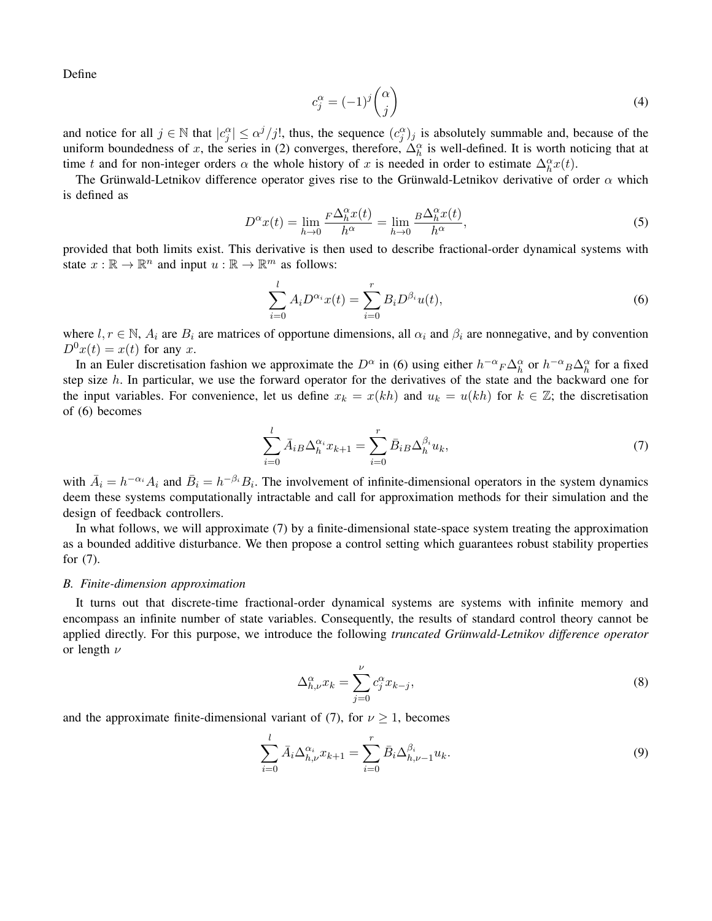Define

$$c_j^\alpha = (-1)^j \binom{\alpha}{j} \tag{4}$$

and notice for all $j \in \mathbb{N}$ that $|c_j^\alpha| \leq \alpha^j / j!$, thus, the sequence $(c_j^\alpha)_j$ is absolutely summable and, because of the uniform boundedness of $x$, the series in (2) converges, therefore, $\Delta_h^\alpha$ is well-defined. It is worth noticing that at time $t$ and for non-integer orders $\alpha$ the whole history of $x$ is needed in order to estimate $\Delta_h^\alpha x(t)$.

The Grünwald-Letnikov difference operator gives rise to the Grünwald-Letnikov derivative of order $\alpha$ which is defined as

$$D^\alpha x(t) = \lim_{h \to 0} \frac{{}_F\Delta_h^\alpha x(t)}{h^\alpha} = \lim_{h \to 0} \frac{{}_B\Delta_h^\alpha x(t)}{h^\alpha}, \tag{5}$$

provided that both limits exist. This derivative is then used to describe fractional-order dynamical systems with state $x : \mathbb{R} \to \mathbb{R}^n$ and input $u : \mathbb{R} \to \mathbb{R}^m$ as follows:

$$\sum_{i=0}^{l} A_i D^{\alpha_i} x(t) = \sum_{i=0}^{r} B_i D^{\beta_i} u(t), \tag{6}$$

where $l, r \in \mathbb{N}$, $A_i$ are $B_i$ are matrices of opportune dimensions, all $\alpha_i$ and $\beta_i$ are nonnegative, and by convention $D^0 x(t) = x(t)$ for any $x$.

In an Euler discretisation fashion we approximate the $D^\alpha$ in (6) using either $h^{-\alpha}{}_F\Delta_h^\alpha$ or $h^{-\alpha}{}_B\Delta_h^\alpha$ for a fixed step size $h$. In particular, we use the forward operator for the derivatives of the state and the backward one for the input variables. For convenience, let us define $x_k = x(kh)$ and $u_k = u(kh)$ for $k \in \mathbb{Z}$; the discretisation of (6) becomes

$$\sum_{i=0}^{l} \bar{A}_{i\,B}\Delta_h^{\alpha_i} x_{k+1} = \sum_{i=0}^{r} \bar{B}_{i\,B}\Delta_h^{\beta_i} u_k, \tag{7}$$

with $\bar{A}_i = h^{-\alpha_i} A_i$ and $\bar{B}_i = h^{-\beta_i} B_i$. The involvement of infinite-dimensional operators in the system dynamics deem these systems computationally intractable and call for approximation methods for their simulation and the design of feedback controllers.

In what follows, we will approximate (7) by a finite-dimensional state-space system treating the approximation as a bounded additive disturbance. We then propose a control setting which guarantees robust stability properties for (7).

### B. Finite-dimension approximation

It turns out that discrete-time fractional-order dynamical systems are systems with infinite memory and encompass an infinite number of state variables. Consequently, the results of standard control theory cannot be applied directly. For this purpose, we introduce the following *truncated Grünwald-Letnikov difference operator* or length $\nu$

$$\Delta_{h,\nu}^\alpha x_k = \sum_{j=0}^{\nu} c_j^\alpha x_{k-j}, \tag{8}$$

and the approximate finite-dimensional variant of (7), for $\nu \geq 1$, becomes

$$\sum_{i=0}^{l} \bar{A}_i \Delta_{h,\nu}^{\alpha_i} x_{k+1} = \sum_{i=0}^{r} \bar{B}_i \Delta_{h,\nu-1}^{\beta_i} u_k. \tag{9}$$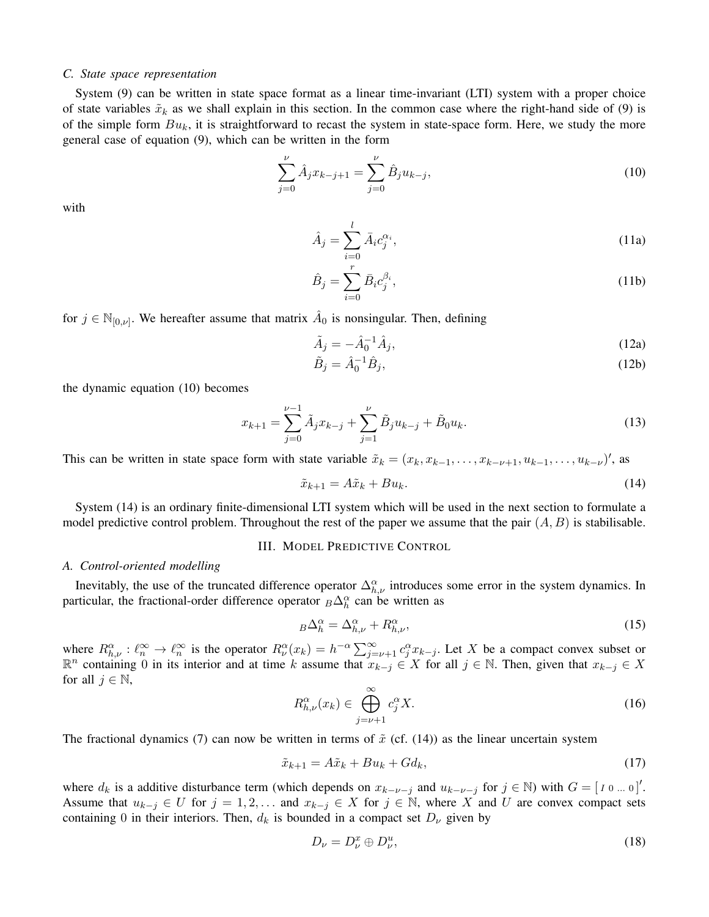### C. State space representation

System (9) can be written in state space format as a linear time-invariant (LTI) system with a proper choice of state variables $\tilde{x}_k$ as we shall explain in this section. In the common case where the right-hand side of (9) is of the simple form $Bu_k$, it is straightforward to recast the system in state-space form. Here, we study the more general case of equation (9), which can be written in the form

$$\sum_{j=0}^{\nu} \hat{A}_j x_{k-j+1} = \sum_{j=0}^{\nu} \hat{B}_j u_{k-j}, \tag{10}$$

with

$$\hat{A}_j = \sum_{i=0}^{l} \bar{A}_i c_j^{\alpha_i}, \tag{11a}$$

$$\hat{B}_j = \sum_{i=0}^{r} \bar{B}_i c_j^{\beta_i}, \tag{11b}$$

for $j \in \mathbb{N}_{[0,\nu]}$. We hereafter assume that matrix $\hat{A}_0$ is nonsingular. Then, defining

$$\tilde{A}_j = -\hat{A}_0^{-1} \hat{A}_j, \tag{12a}$$

$$\tilde{B}_j = \hat{A}_0^{-1} \hat{B}_j, \tag{12b}$$

the dynamic equation (10) becomes

$$x_{k+1} = \sum_{j=0}^{\nu-1} \tilde{A}_j x_{k-j} + \sum_{j=1}^{\nu} \tilde{B}_j u_{k-j} + \tilde{B}_0 u_k. \tag{13}$$

This can be written in state space form with state variable $\tilde{x}_k = (x_k, x_{k-1}, \ldots, x_{k-\nu+1}, u_{k-1}, \ldots, u_{k-\nu})'$, as

$$\tilde{x}_{k+1} = A\tilde{x}_k + Bu_k. \tag{14}$$

System (14) is an ordinary finite-dimensional LTI system which will be used in the next section to formulate a model predictive control problem. Throughout the rest of the paper we assume that the pair $(A, B)$ is stabilisable.

## III. Model Predictive Control

### A. Control-oriented modelling

Inevitably, the use of the truncated difference operator $\Delta_{h,\nu}^{\alpha}$ introduces some error in the system dynamics. In particular, the fractional-order difference operator ${}_B\Delta_h^{\alpha}$ can be written as

$${}_B\Delta_h^{\alpha} = \Delta_{h,\nu}^{\alpha} + R_{h,\nu}^{\alpha}, \tag{15}$$

where $R_{h,\nu}^{\alpha} : \ell_n^{\infty} \to \ell_n^{\infty}$ is the operator $R_{\nu}^{\alpha}(x_k) = h^{-\alpha} \sum_{j=\nu+1}^{\infty} c_j^{\alpha} x_{k-j}$. Let $X$ be a compact convex subset or $\mathbb{R}^n$ containing 0 in its interior and at time $k$ assume that $x_{k-j} \in X$ for all $j \in \mathbb{N}$. Then, given that $x_{k-j} \in X$ for all $j \in \mathbb{N}$,

$$R_{h,\nu}^{\alpha}(x_k) \in \bigoplus_{j=\nu+1}^{\infty} c_j^{\alpha} X. \tag{16}$$

The fractional dynamics (7) can now be written in terms of $\tilde{x}$ (cf. (14)) as the linear uncertain system

$$\tilde{x}_{k+1} = A\tilde{x}_k + Bu_k + Gd_k, \tag{17}$$

where $d_k$ is a additive disturbance term (which depends on $x_{k-\nu-j}$ and $u_{k-\nu-j}$ for $j \in \mathbb{N}$) with $G = [\, I \; 0 \; \ldots \; 0 \,]'$. Assume that $u_{k-j} \in U$ for $j = 1, 2, \ldots$ and $x_{k-j} \in X$ for $j \in \mathbb{N}$, where $X$ and $U$ are convex compact sets containing 0 in their interiors. Then, $d_k$ is bounded in a compact set $D_{\nu}$ given by

$$D_{\nu} = D_{\nu}^{x} \oplus D_{\nu}^{u}, \tag{18}$$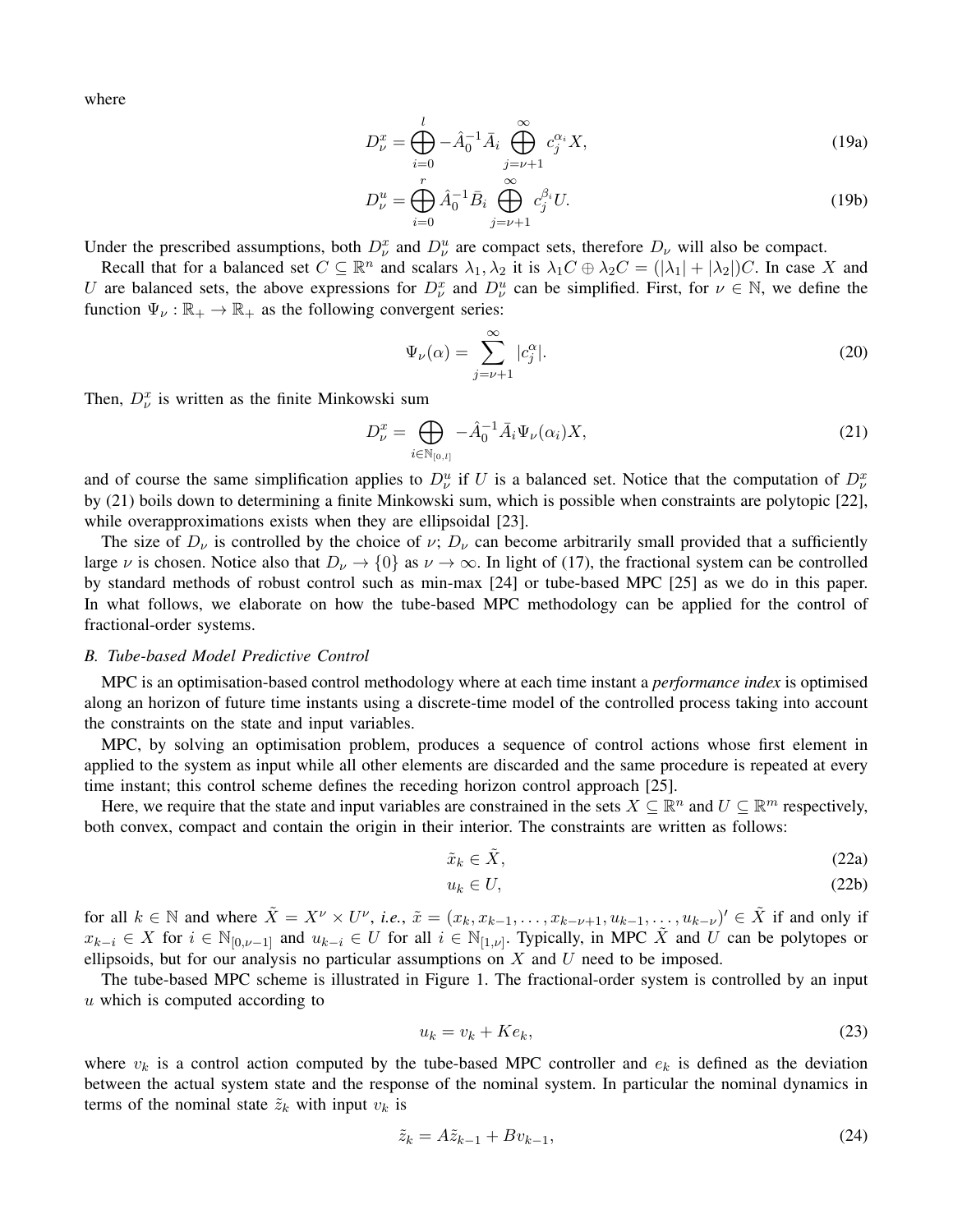where

$$D_\nu^x = \bigoplus_{i=0}^{l} -\hat{A}_0^{-1}\bar{A}_i \bigoplus_{j=\nu+1}^{\infty} c_j^{\alpha_i} X, \tag{19a}$$

$$D_\nu^u = \bigoplus_{i=0}^{r} \hat{A}_0^{-1}\bar{B}_i \bigoplus_{j=\nu+1}^{\infty} c_j^{\beta_i} U. \tag{19b}$$

Under the prescribed assumptions, both $D_\nu^x$ and $D_\nu^u$ are compact sets, therefore $D_\nu$ will also be compact.

Recall that for a balanced set $C \subseteq \mathbb{R}^n$ and scalars $\lambda_1, \lambda_2$ it is $\lambda_1 C \oplus \lambda_2 C = (|\lambda_1| + |\lambda_2|)C$. In case $X$ and $U$ are balanced sets, the above expressions for $D_\nu^x$ and $D_\nu^u$ can be simplified. First, for $\nu \in \mathbb{N}$, we define the function $\Psi_\nu : \mathbb{R}_+ \to \mathbb{R}_+$ as the following convergent series:

$$\Psi_\nu(\alpha) = \sum_{j=\nu+1}^{\infty} |c_j^\alpha|. \tag{20}$$

Then, $D_\nu^x$ is written as the finite Minkowski sum

$$D_\nu^x = \bigoplus_{i \in \mathbb{N}_{[0,l]}} -\hat{A}_0^{-1}\bar{A}_i \Psi_\nu(\alpha_i) X, \tag{21}$$

and of course the same simplification applies to $D_\nu^u$ if $U$ is a balanced set. Notice that the computation of $D_\nu^x$ by (21) boils down to determining a finite Minkowski sum, which is possible when constraints are polytopic [22], while overapproximations exists when they are ellipsoidal [23].

The size of $D_\nu$ is controlled by the choice of $\nu$; $D_\nu$ can become arbitrarily small provided that a sufficiently large $\nu$ is chosen. Notice also that $D_\nu \to \{0\}$ as $\nu \to \infty$. In light of (17), the fractional system can be controlled by standard methods of robust control such as min-max [24] or tube-based MPC [25] as we do in this paper. In what follows, we elaborate on how the tube-based MPC methodology can be applied for the control of fractional-order systems.

### B. Tube-based Model Predictive Control

MPC is an optimisation-based control methodology where at each time instant a *performance index* is optimised along an horizon of future time instants using a discrete-time model of the controlled process taking into account the constraints on the state and input variables.

MPC, by solving an optimisation problem, produces a sequence of control actions whose first element in applied to the system as input while all other elements are discarded and the same procedure is repeated at every time instant; this control scheme defines the receding horizon control approach [25].

Here, we require that the state and input variables are constrained in the sets $X \subseteq \mathbb{R}^n$ and $U \subseteq \mathbb{R}^m$ respectively, both convex, compact and contain the origin in their interior. The constraints are written as follows:

$$\tilde{x}_k \in \tilde{X}, \tag{22a}$$

$$u_k \in U, \tag{22b}$$

for all $k \in \mathbb{N}$ and where $\tilde{X} = X^\nu \times U^\nu$, *i.e.*, $\tilde{x} = (x_k, x_{k-1}, \ldots, x_{k-\nu+1}, u_{k-1}, \ldots, u_{k-\nu})' \in \tilde{X}$ if and only if $x_{k-i} \in X$ for $i \in \mathbb{N}_{[0,\nu-1]}$ and $u_{k-i} \in U$ for all $i \in \mathbb{N}_{[1,\nu]}$. Typically, in MPC $\tilde{X}$ and $U$ can be polytopes or ellipsoids, but for our analysis no particular assumptions on $X$ and $U$ need to be imposed.

The tube-based MPC scheme is illustrated in Figure 1. The fractional-order system is controlled by an input $u$ which is computed according to

$$u_k = v_k + Ke_k, \tag{23}$$

where $v_k$ is a control action computed by the tube-based MPC controller and $e_k$ is defined as the deviation between the actual system state and the response of the nominal system. In particular the nominal dynamics in terms of the nominal state $\tilde{z}_k$ with input $v_k$ is

$$\tilde{z}_k = A\tilde{z}_{k-1} + Bv_{k-1}, \tag{24}$$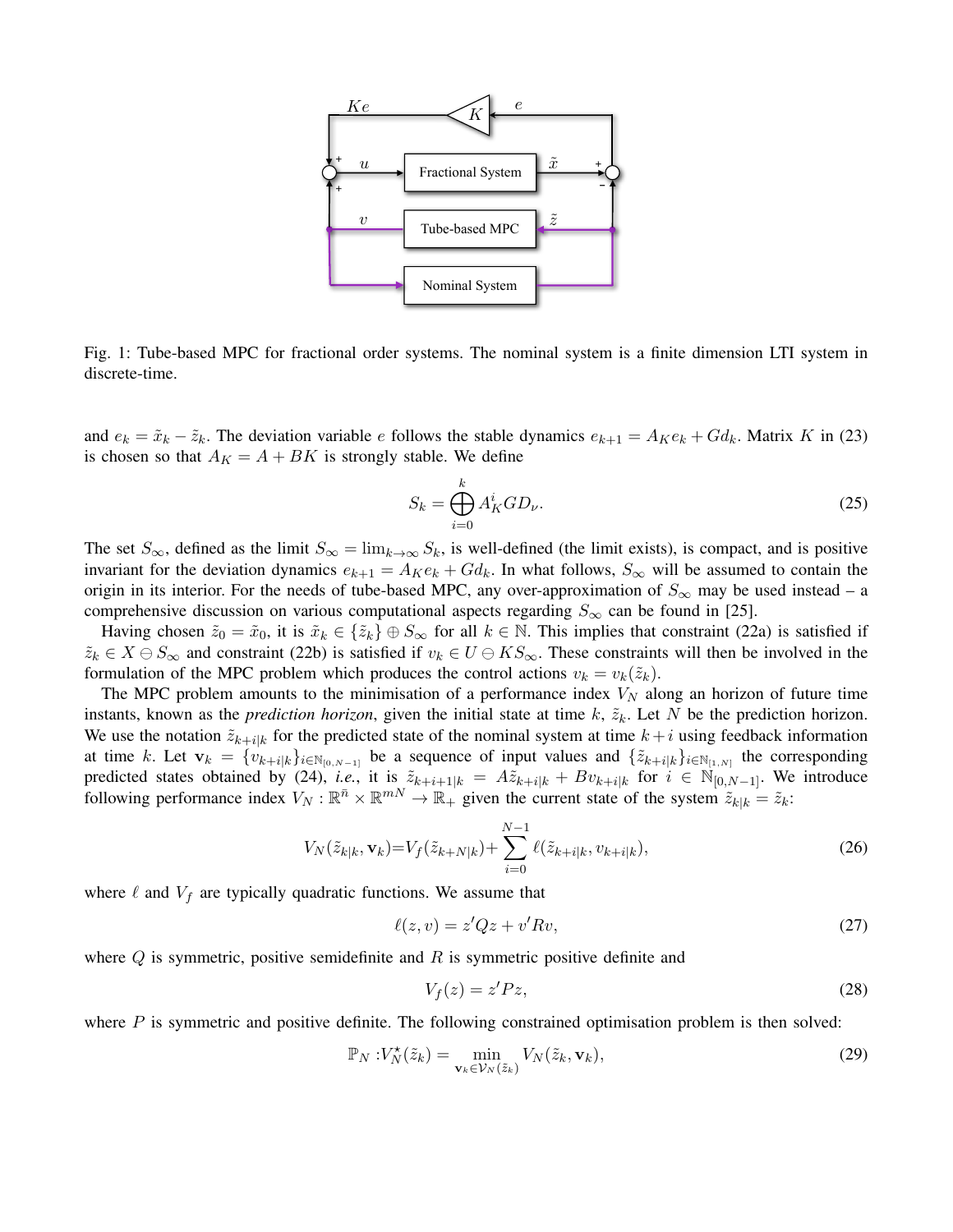Fig. 1: Tube-based MPC for fractional order systems. The nominal system is a finite dimension LTI system in discrete-time.

and $e_k = \tilde{x}_k - \tilde{z}_k$. The deviation variable $e$ follows the stable dynamics $e_{k+1} = A_K e_k + G d_k$. Matrix $K$ in (23) is chosen so that $A_K = A + BK$ is strongly stable. We define

$$S_k = \bigoplus_{i=0}^{k} A_K^i G D_\nu. \tag{25}$$

The set $S_\infty$, defined as the limit $S_\infty = \lim_{k\to\infty} S_k$, is well-defined (the limit exists), is compact, and is positive invariant for the deviation dynamics $e_{k+1} = A_K e_k + G d_k$. In what follows, $S_\infty$ will be assumed to contain the origin in its interior. For the needs of tube-based MPC, any over-approximation of $S_\infty$ may be used instead – a comprehensive discussion on various computational aspects regarding $S_\infty$ can be found in [25].

Having chosen $\tilde{z}_0 = \tilde{x}_0$, it is $\tilde{x}_k \in \{\tilde{z}_k\} \oplus S_\infty$ for all $k \in \mathbb{N}$. This implies that constraint (22a) is satisfied if $\tilde{z}_k \in X \ominus S_\infty$ and constraint (22b) is satisfied if $v_k \in U \ominus K S_\infty$. These constraints will then be involved in the formulation of the MPC problem which produces the control actions $v_k = v_k(\tilde{z}_k)$.

The MPC problem amounts to the minimisation of a performance index $V_N$ along an horizon of future time instants, known as the *prediction horizon*, given the initial state at time $k$, $\tilde{z}_k$. Let $N$ be the prediction horizon. We use the notation $\tilde{z}_{k+i|k}$ for the predicted state of the nominal system at time $k+i$ using feedback information at time $k$. Let $\mathbf{v}_k = \{v_{k+i|k}\}_{i\in\mathbb{N}_{[0,N-1]}}$ be a sequence of input values and $\{\tilde{z}_{k+i|k}\}_{i\in\mathbb{N}_{[1,N]}}$ the corresponding predicted states obtained by (24), *i.e.*, it is $\tilde{z}_{k+i+1|k} = A\tilde{z}_{k+i|k} + Bv_{k+i|k}$ for $i \in \mathbb{N}_{[0,N-1]}$. We introduce following performance index $V_N : \mathbb{R}^{\bar{n}} \times \mathbb{R}^{mN} \to \mathbb{R}_+$ given the current state of the system $\tilde{z}_{k|k} = \tilde{z}_k$:

$$V_N(\tilde{z}_{k|k}, \mathbf{v}_k) = V_f(\tilde{z}_{k+N|k}) + \sum_{i=0}^{N-1} \ell(\tilde{z}_{k+i|k}, v_{k+i|k}), \tag{26}$$

where $\ell$ and $V_f$ are typically quadratic functions. We assume that

$$\ell(z, v) = z'Qz + v'Rv, \tag{27}$$

where $Q$ is symmetric, positive semidefinite and $R$ is symmetric positive definite and

$$V_f(z) = z'Pz, \tag{28}$$

where $P$ is symmetric and positive definite. The following constrained optimisation problem is then solved:

$$\mathbb{P}_N : V_N^\star(\tilde{z}_k) = \min_{\mathbf{v}_k \in \mathcal{V}_N(\tilde{z}_k)} V_N(\tilde{z}_k, \mathbf{v}_k), \tag{29}$$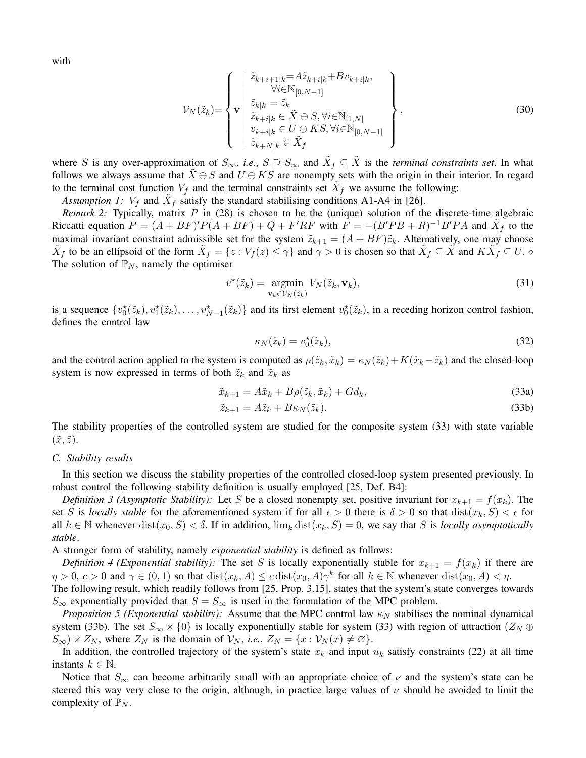with

$$
\mathcal{V}_N(\tilde{z}_k)=\left\{ \mathbf{v} \left| \begin{array}{l} \tilde{z}_{k+i+1|k}=A\tilde{z}_{k+i|k}+Bv_{k+i|k}, \\ \qquad \forall i\in\mathbb{N}_{[0,N-1]} \\ \tilde{z}_{k|k} = \tilde{z}_k \\ \tilde{z}_{k+i|k} \in \tilde{X} \ominus S, \forall i\in\mathbb{N}_{[1,N]} \\ v_{k+i|k} \in U \ominus KS, \forall i\in\mathbb{N}_{[0,N-1]} \\ \tilde{z}_{k+N|k} \in \tilde{X}_f \end{array} \right. \right\}, \tag{30}
$$

where $S$ is any over-approximation of $S_\infty$, *i.e.*, $S \supseteq S_\infty$ and $\tilde{X}_f \subseteq \tilde{X}$ is the *terminal constraints set*. In what follows we always assume that $\tilde{X} \ominus S$ and $U \ominus KS$ are nonempty sets with the origin in their interior. In regard to the terminal cost function $V_f$ and the terminal constraints set $\tilde{X}_f$ we assume the following:

*Assumption 1:* $V_f$ and $\tilde{X}_f$ satisfy the standard stabilising conditions A1-A4 in [26].

*Remark 2:* Typically, matrix $P$ in (28) is chosen to be the (unique) solution of the discrete-time algebraic Riccatti equation $P = (A+BF)'P(A+BF) + Q + F'RF$ with $F = -(B'PB+R)^{-1}B'PA$ and $\tilde{X}_f$ to the maximal invariant constraint admissible set for the system $\tilde{z}_{k+1} = (A+BF)\tilde{z}_k$. Alternatively, one may choose $\tilde{X}_f$ to be an ellipsoid of the form $\tilde{X}_f = \{z : V_f(z) \leq \gamma\}$ and $\gamma > 0$ is chosen so that $\tilde{X}_f \subseteq \tilde{X}$ and $K\tilde{X}_f \subseteq U$. ⋄
The solution of $\mathbb{P}_N$, namely the optimiser

$$
v^\star(\tilde{z}_k) = \operatorname*{argmin}_{\mathbf{v}_k \in \mathcal{V}_N(\tilde{z}_k)} V_N(\tilde{z}_k, \mathbf{v}_k), \tag{31}
$$

is a sequence $\{v_0^\star(\tilde{z}_k), v_1^\star(\tilde{z}_k), \ldots, v_{N-1}^\star(\tilde{z}_k)\}$ and its first element $v_0^\star(\tilde{z}_k)$, in a receding horizon control fashion, defines the control law

$$
\kappa_N(\tilde{z}_k) = v_0^\star(\tilde{z}_k), \tag{32}
$$

and the control action applied to the system is computed as $\rho(\tilde{z}_k, \tilde{x}_k) = \kappa_N(\tilde{z}_k) + K(\tilde{x}_k - \tilde{z}_k)$ and the closed-loop system is now expressed in terms of both $\tilde{z}_k$ and $\tilde{x}_k$ as

$$
\tilde{x}_{k+1} = A\tilde{x}_k + B\rho(\tilde{z}_k, \tilde{x}_k) + Gd_k, \tag{33a}
$$

$$
\tilde{z}_{k+1} = A\tilde{z}_k + B\kappa_N(\tilde{z}_k). \tag{33b}
$$

The stability properties of the controlled system are studied for the composite system (33) with state variable $(\tilde{x}, \tilde{z})$.

### C. Stability results

In this section we discuss the stability properties of the controlled closed-loop system presented previously. In robust control the following stability definition is usually employed [25, Def. B4]:

*Definition 3 (Asymptotic Stability):* Let $S$ be a closed nonempty set, positive invariant for $x_{k+1} = f(x_k)$. The set $S$ is *locally stable* for the aforementioned system if for all $\epsilon > 0$ there is $\delta > 0$ so that $\operatorname{dist}(x_k, S) < \epsilon$ for all $k \in \mathbb{N}$ whenever $\operatorname{dist}(x_0, S) < \delta$. If in addition, $\lim_k \operatorname{dist}(x_k, S) = 0$, we say that $S$ is *locally asymptotically stable*.

A stronger form of stability, namely *exponential stability* is defined as follows:

*Definition 4 (Exponential stability):* The set $S$ is locally exponentially stable for $x_{k+1} = f(x_k)$ if there are $\eta > 0$, $c > 0$ and $\gamma \in (0,1)$ so that $\operatorname{dist}(x_k, A) \leq c \operatorname{dist}(x_0, A)\gamma^k$ for all $k \in \mathbb{N}$ whenever $\operatorname{dist}(x_0, A) < \eta$.

The following result, which readily follows from [25, Prop. 3.15], states that the system's state converges towards $S_\infty$ exponentially provided that $S = S_\infty$ is used in the formulation of the MPC problem.

*Proposition 5 (Exponential stability):* Assume that the MPC control law $\kappa_N$ stabilises the nominal dynamical system (33b). The set $S_\infty \times \{0\}$ is locally exponentially stable for system (33) with region of attraction $(Z_N \oplus S_\infty) \times Z_N$, where $Z_N$ is the domain of $\mathcal{V}_N$, *i.e.*, $Z_N = \{x : \mathcal{V}_N(x) \neq \varnothing\}$.

In addition, the controlled trajectory of the system's state $x_k$ and input $u_k$ satisfy constraints (22) at all time instants $k \in \mathbb{N}$.

Notice that $S_\infty$ can become arbitrarily small with an appropriate choice of $\nu$ and the system's state can be steered this way very close to the origin, although, in practice large values of $\nu$ should be avoided to limit the complexity of $\mathbb{P}_N$.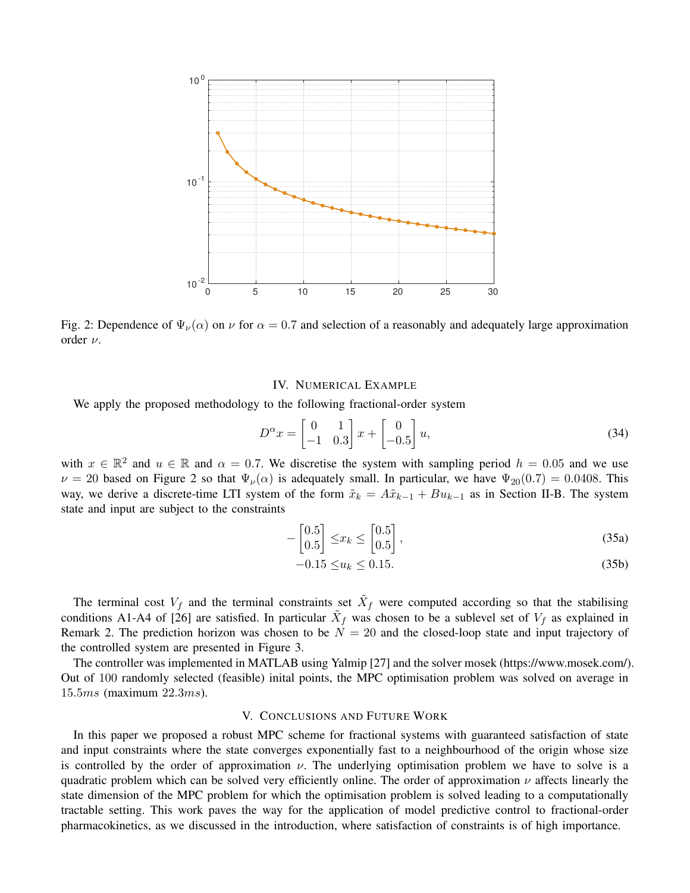Fig. 2: Dependence of $\Psi_\nu(\alpha)$ on $\nu$ for $\alpha = 0.7$ and selection of a reasonably and adequately large approximation order $\nu$.

## IV. Numerical Example

We apply the proposed methodology to the following fractional-order system

$$D^\alpha x = \begin{bmatrix} 0 & 1 \\ -1 & 0.3 \end{bmatrix} x + \begin{bmatrix} 0 \\ -0.5 \end{bmatrix} u, \tag{34}$$

with $x \in \mathbb{R}^2$ and $u \in \mathbb{R}$ and $\alpha = 0.7$. We discretise the system with sampling period $h = 0.05$ and we use $\nu = 20$ based on Figure 2 so that $\Psi_\nu(\alpha)$ is adequately small. In particular, we have $\Psi_{20}(0.7) = 0.0408$. This way, we derive a discrete-time LTI system of the form $\tilde{x}_k = A\tilde{x}_{k-1} + Bu_{k-1}$ as in Section II-B. The system state and input are subject to the constraints

$$-\begin{bmatrix} 0.5 \\ 0.5 \end{bmatrix} \leq x_k \leq \begin{bmatrix} 0.5 \\ 0.5 \end{bmatrix}, \tag{35a}$$

$$-0.15 \leq u_k \leq 0.15. \tag{35b}$$

The terminal cost $V_f$ and the terminal constraints set $\tilde{X}_f$ were computed according so that the stabilising conditions A1-A4 of [26] are satisfied. In particular $\tilde{X}_f$ was chosen to be a sublevel set of $V_f$ as explained in Remark 2. The prediction horizon was chosen to be $N = 20$ and the closed-loop state and input trajectory of the controlled system are presented in Figure 3.

The controller was implemented in MATLAB using Yalmip [27] and the solver mosek (https://www.mosek.com/). Out of 100 randomly selected (feasible) inital points, the MPC optimisation problem was solved on average in $15.5ms$ (maximum $22.3ms$).

## V. Conclusions and Future Work

In this paper we proposed a robust MPC scheme for fractional systems with guaranteed satisfaction of state and input constraints where the state converges exponentially fast to a neighbourhood of the origin whose size is controlled by the order of approximation $\nu$. The underlying optimisation problem we have to solve is a quadratic problem which can be solved very efficiently online. The order of approximation $\nu$ affects linearly the state dimension of the MPC problem for which the optimisation problem is solved leading to a computationally tractable setting. This work paves the way for the application of model predictive control to fractional-order pharmacokinetics, as we discussed in the introduction, where satisfaction of constraints is of high importance.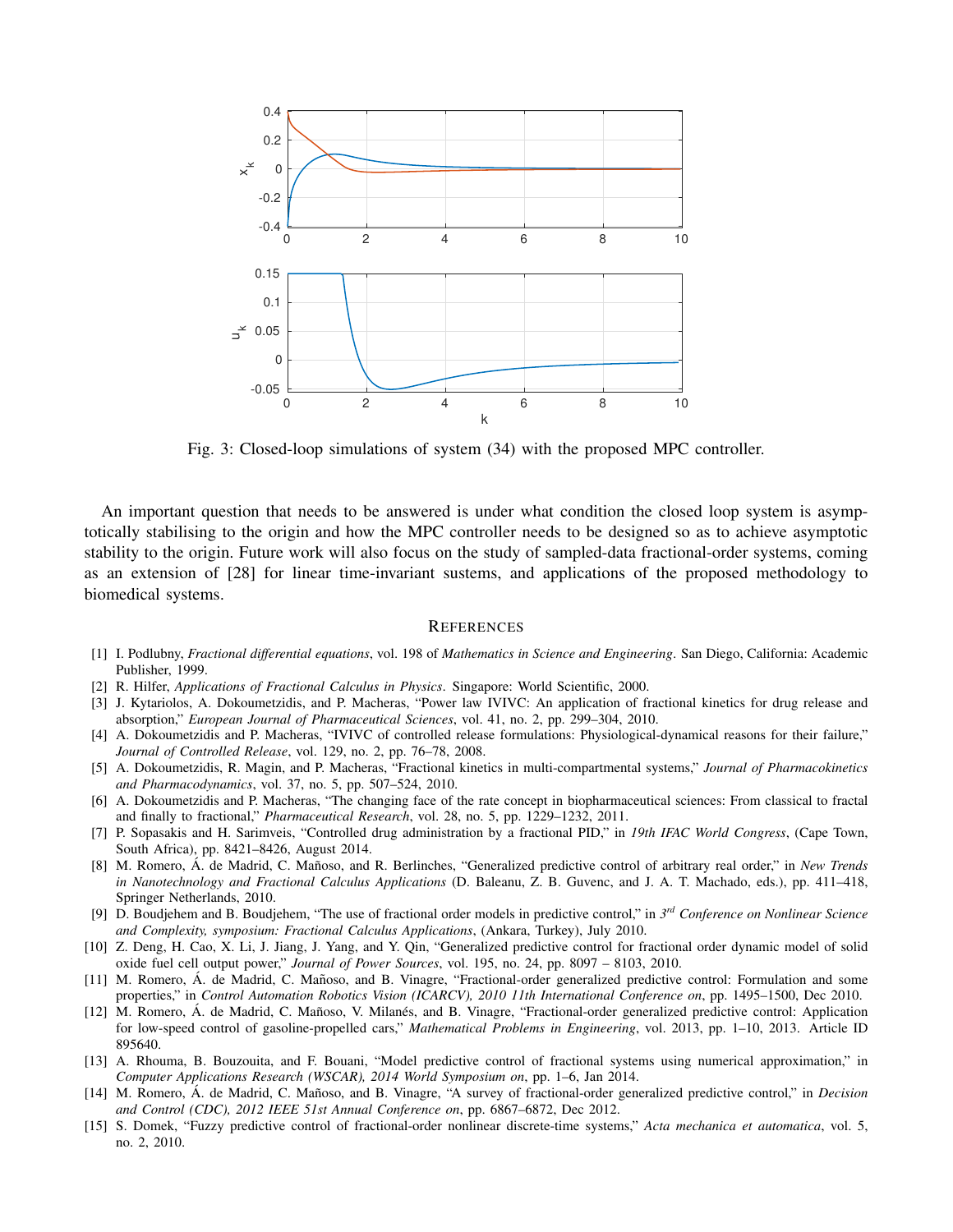Fig. 3: Closed-loop simulations of system (34) with the proposed MPC controller.

An important question that needs to be answered is under what condition the closed loop system is asymptotically stabilising to the origin and how the MPC controller needs to be designed so as to achieve asymptotic stability to the origin. Future work will also focus on the study of sampled-data fractional-order systems, coming as an extension of [28] for linear time-invariant sustems, and applications of the proposed methodology to biomedical systems.

## References

[1] I. Podlubny, *Fractional differential equations*, vol. 198 of *Mathematics in Science and Engineering*. San Diego, California: Academic Publisher, 1999.

[2] R. Hilfer, *Applications of Fractional Calculus in Physics*. Singapore: World Scientific, 2000.

[3] J. Kytariolos, A. Dokoumetzidis, and P. Macheras, "Power law IVIVC: An application of fractional kinetics for drug release and absorption," *European Journal of Pharmaceutical Sciences*, vol. 41, no. 2, pp. 299–304, 2010.

[4] A. Dokoumetzidis and P. Macheras, "IVIVC of controlled release formulations: Physiological-dynamical reasons for their failure," *Journal of Controlled Release*, vol. 129, no. 2, pp. 76–78, 2008.

[5] A. Dokoumetzidis, R. Magin, and P. Macheras, "Fractional kinetics in multi-compartmental systems," *Journal of Pharmacokinetics and Pharmacodynamics*, vol. 37, no. 5, pp. 507–524, 2010.

[6] A. Dokoumetzidis and P. Macheras, "The changing face of the rate concept in biopharmaceutical sciences: From classical to fractal and finally to fractional," *Pharmaceutical Research*, vol. 28, no. 5, pp. 1229–1232, 2011.

[7] P. Sopasakis and H. Sarimveis, "Controlled drug administration by a fractional PID," in *19th IFAC World Congress*, (Cape Town, South Africa), pp. 8421–8426, August 2014.

[8] M. Romero, Á. de Madrid, C. Mañoso, and R. Berlinches, "Generalized predictive control of arbitrary real order," in *New Trends in Nanotechnology and Fractional Calculus Applications* (D. Baleanu, Z. B. Guvenc, and J. A. T. Machado, eds.), pp. 411–418, Springer Netherlands, 2010.

[9] D. Boudjehem and B. Boudjehem, "The use of fractional order models in predictive control," in *3rd Conference on Nonlinear Science and Complexity, symposium: Fractional Calculus Applications*, (Ankara, Turkey), July 2010.

[10] Z. Deng, H. Cao, X. Li, J. Jiang, J. Yang, and Y. Qin, "Generalized predictive control for fractional order dynamic model of solid oxide fuel cell output power," *Journal of Power Sources*, vol. 195, no. 24, pp. 8097 – 8103, 2010.

[11] M. Romero, Á. de Madrid, C. Mañoso, and B. Vinagre, "Fractional-order generalized predictive control: Formulation and some properties," in *Control Automation Robotics Vision (ICARCV), 2010 11th International Conference on*, pp. 1495–1500, Dec 2010.

[12] M. Romero, Á. de Madrid, C. Mañoso, V. Milanés, and B. Vinagre, "Fractional-order generalized predictive control: Application for low-speed control of gasoline-propelled cars," *Mathematical Problems in Engineering*, vol. 2013, pp. 1–10, 2013. Article ID 895640.

[13] A. Rhouma, B. Bouzouita, and F. Bouani, "Model predictive control of fractional systems using numerical approximation," in *Computer Applications Research (WSCAR), 2014 World Symposium on*, pp. 1–6, Jan 2014.

[14] M. Romero, Á. de Madrid, C. Mañoso, and B. Vinagre, "A survey of fractional-order generalized predictive control," in *Decision and Control (CDC), 2012 IEEE 51st Annual Conference on*, pp. 6867–6872, Dec 2012.

[15] S. Domek, "Fuzzy predictive control of fractional-order nonlinear discrete-time systems," *Acta mechanica et automatica*, vol. 5, no. 2, 2010.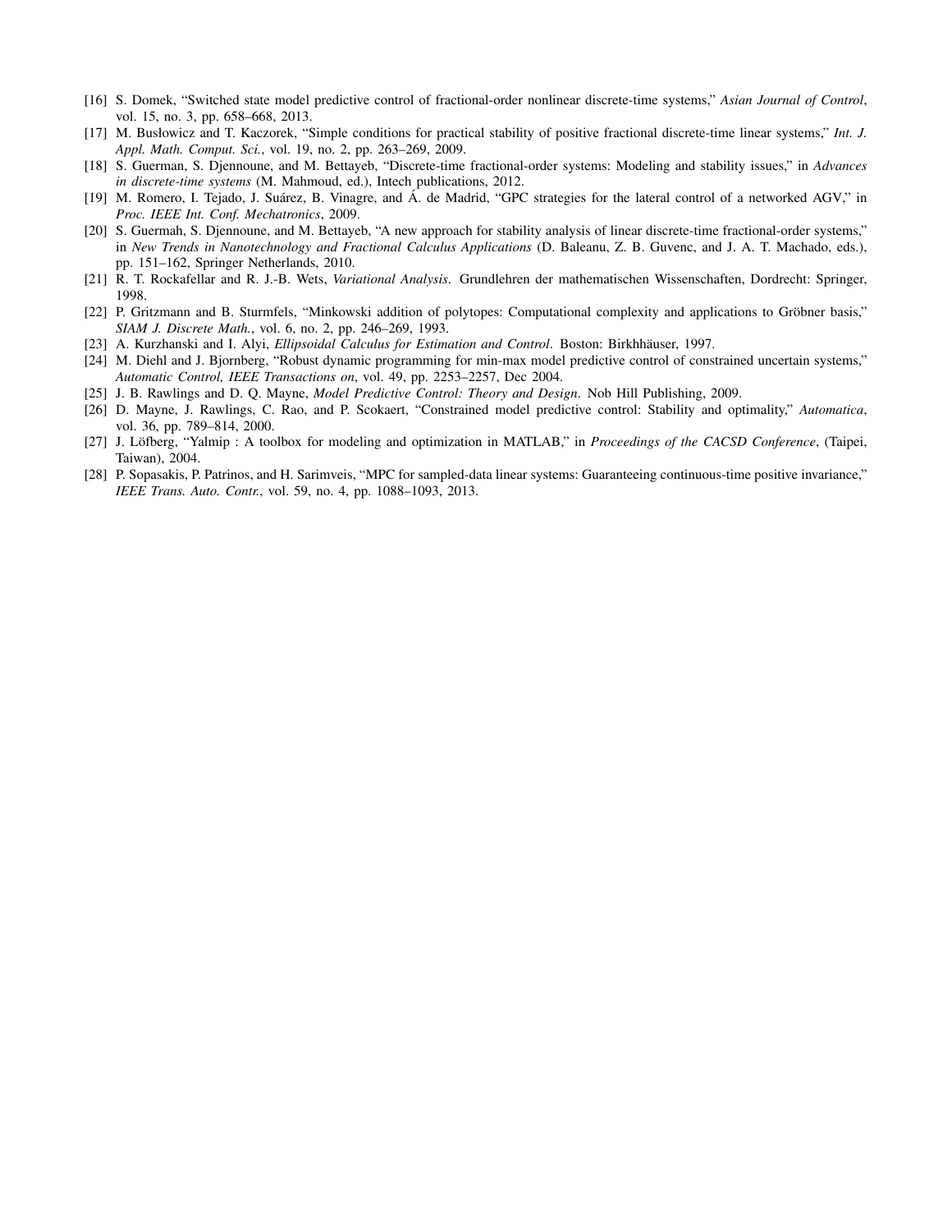[16] S. Domek, "Switched state model predictive control of fractional-order nonlinear discrete-time systems," *Asian Journal of Control*, vol. 15, no. 3, pp. 658–668, 2013.

[17] M. Busłowicz and T. Kaczorek, "Simple conditions for practical stability of positive fractional discrete-time linear systems," *Int. J. Appl. Math. Comput. Sci.*, vol. 19, no. 2, pp. 263–269, 2009.

[18] S. Guerman, S. Djennoune, and M. Bettayeb, "Discrete-time fractional-order systems: Modeling and stability issues," in *Advances in discrete-time systems* (M. Mahmoud, ed.), Intech publications, 2012.

[19] M. Romero, I. Tejado, J. Suárez, B. Vinagre, and Á. de Madrid, "GPC strategies for the lateral control of a networked AGV," in *Proc. IEEE Int. Conf. Mechatronics*, 2009.

[20] S. Guermah, S. Djennoune, and M. Bettayeb, "A new approach for stability analysis of linear discrete-time fractional-order systems," in *New Trends in Nanotechnology and Fractional Calculus Applications* (D. Baleanu, Z. B. Guvenc, and J. A. T. Machado, eds.), pp. 151–162, Springer Netherlands, 2010.

[21] R. T. Rockafellar and R. J.-B. Wets, *Variational Analysis*. Grundlehren der mathematischen Wissenschaften, Dordrecht: Springer, 1998.

[22] P. Gritzmann and B. Sturmfels, "Minkowski addition of polytopes: Computational complexity and applications to Gröbner basis," *SIAM J. Discrete Math.*, vol. 6, no. 2, pp. 246–269, 1993.

[23] A. Kurzhanski and I. Alyi, *Ellipsoidal Calculus for Estimation and Control*. Boston: Birkhhäuser, 1997.

[24] M. Diehl and J. Bjornberg, "Robust dynamic programming for min-max model predictive control of constrained uncertain systems," *Automatic Control, IEEE Transactions on*, vol. 49, pp. 2253–2257, Dec 2004.

[25] J. B. Rawlings and D. Q. Mayne, *Model Predictive Control: Theory and Design*. Nob Hill Publishing, 2009.

[26] D. Mayne, J. Rawlings, C. Rao, and P. Scokaert, "Constrained model predictive control: Stability and optimality," *Automatica*, vol. 36, pp. 789–814, 2000.

[27] J. Löfberg, "Yalmip : A toolbox for modeling and optimization in MATLAB," in *Proceedings of the CACSD Conference*, (Taipei, Taiwan), 2004.

[28] P. Sopasakis, P. Patrinos, and H. Sarimveis, "MPC for sampled-data linear systems: Guaranteeing continuous-time positive invariance," *IEEE Trans. Auto. Contr.*, vol. 59, no. 4, pp. 1088–1093, 2013.